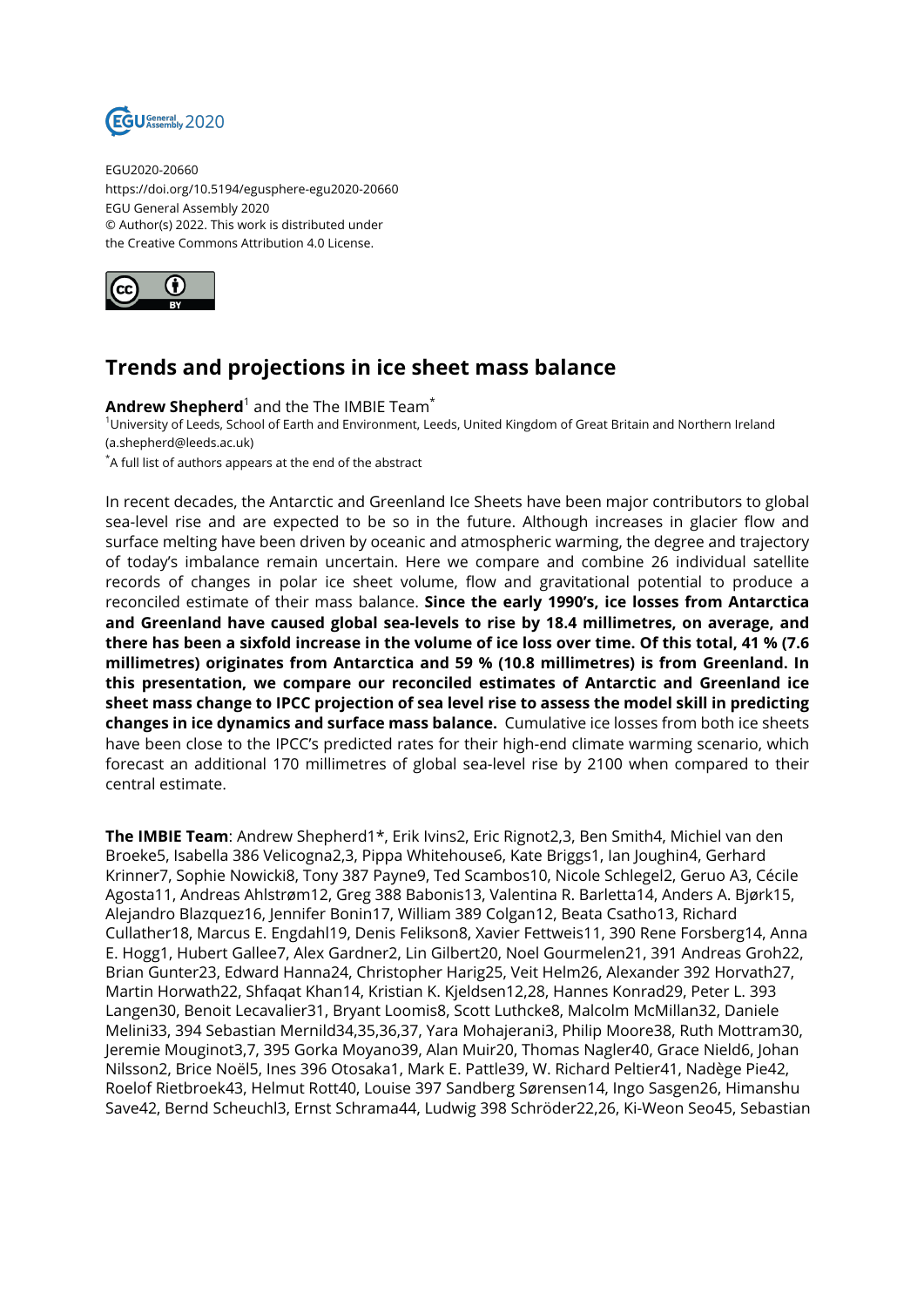EGU2020-20660
https://doi.org/10.5194/egusphere-egu2020-20660
EGU General Assembly 2020
© Author(s) 2022. This work is distributed under
the Creative Commons Attribution 4.0 License.

# Trends and projections in ice sheet mass balance

**Andrew Shepherd**[1] and the The IMBIE Team[*]

[1]University of Leeds, School of Earth and Environment, Leeds, United Kingdom of Great Britain and Northern Ireland (a.shepherd@leeds.ac.uk)

[*]A full list of authors appears at the end of the abstract

In recent decades, the Antarctic and Greenland Ice Sheets have been major contributors to global sea-level rise and are expected to be so in the future. Although increases in glacier flow and surface melting have been driven by oceanic and atmospheric warming, the degree and trajectory of today's imbalance remain uncertain. Here we compare and combine 26 individual satellite records of changes in polar ice sheet volume, flow and gravitational potential to produce a reconciled estimate of their mass balance. **Since the early 1990's, ice losses from Antarctica and Greenland have caused global sea-levels to rise by 18.4 millimetres, on average, and there has been a sixfold increase in the volume of ice loss over time. Of this total, 41 % (7.6 millimetres) originates from Antarctica and 59 % (10.8 millimetres) is from Greenland. In this presentation, we compare our reconciled estimates of Antarctic and Greenland ice sheet mass change to IPCC projection of sea level rise to assess the model skill in predicting changes in ice dynamics and surface mass balance.** Cumulative ice losses from both ice sheets have been close to the IPCC's predicted rates for their high-end climate warming scenario, which forecast an additional 170 millimetres of global sea-level rise by 2100 when compared to their central estimate.

**The IMBIE Team**: Andrew Shepherd1*, Erik Ivins2, Eric Rignot2,3, Ben Smith4, Michiel van den Broeke5, Isabella 386 Velicogna2,3, Pippa Whitehouse6, Kate Briggs1, Ian Joughin4, Gerhard Krinner7, Sophie Nowicki8, Tony 387 Payne9, Ted Scambos10, Nicole Schlegel2, Geruo A3, Cécile Agosta11, Andreas Ahlstrøm12, Greg 388 Babonis13, Valentina R. Barletta14, Anders A. Bjørk15, Alejandro Blazquez16, Jennifer Bonin17, William 389 Colgan12, Beata Csatho13, Richard Cullather18, Marcus E. Engdahl19, Denis Felikson8, Xavier Fettweis11, 390 Rene Forsberg14, Anna E. Hogg1, Hubert Gallee7, Alex Gardner2, Lin Gilbert20, Noel Gourmelen21, 391 Andreas Groh22, Brian Gunter23, Edward Hanna24, Christopher Harig25, Veit Helm26, Alexander 392 Horvath27, Martin Horwath22, Shfaqat Khan14, Kristian K. Kjeldsen12,28, Hannes Konrad29, Peter L. 393 Langen30, Benoit Lecavalier31, Bryant Loomis8, Scott Luthcke8, Malcolm McMillan32, Daniele Melini33, 394 Sebastian Mernild34,35,36,37, Yara Mohajerani3, Philip Moore38, Ruth Mottram30, Jeremie Mouginot3,7, 395 Gorka Moyano39, Alan Muir20, Thomas Nagler40, Grace Nield6, Johan Nilsson2, Brice Noël5, Ines 396 Otosaka1, Mark E. Pattle39, W. Richard Peltier41, Nadège Pie42, Roelof Rietbroek43, Helmut Rott40, Louise 397 Sandberg Sørensen14, Ingo Sasgen26, Himanshu Save42, Bernd Scheuchl3, Ernst Schrama44, Ludwig 398 Schröder22,26, Ki-Weon Seo45, Sebastian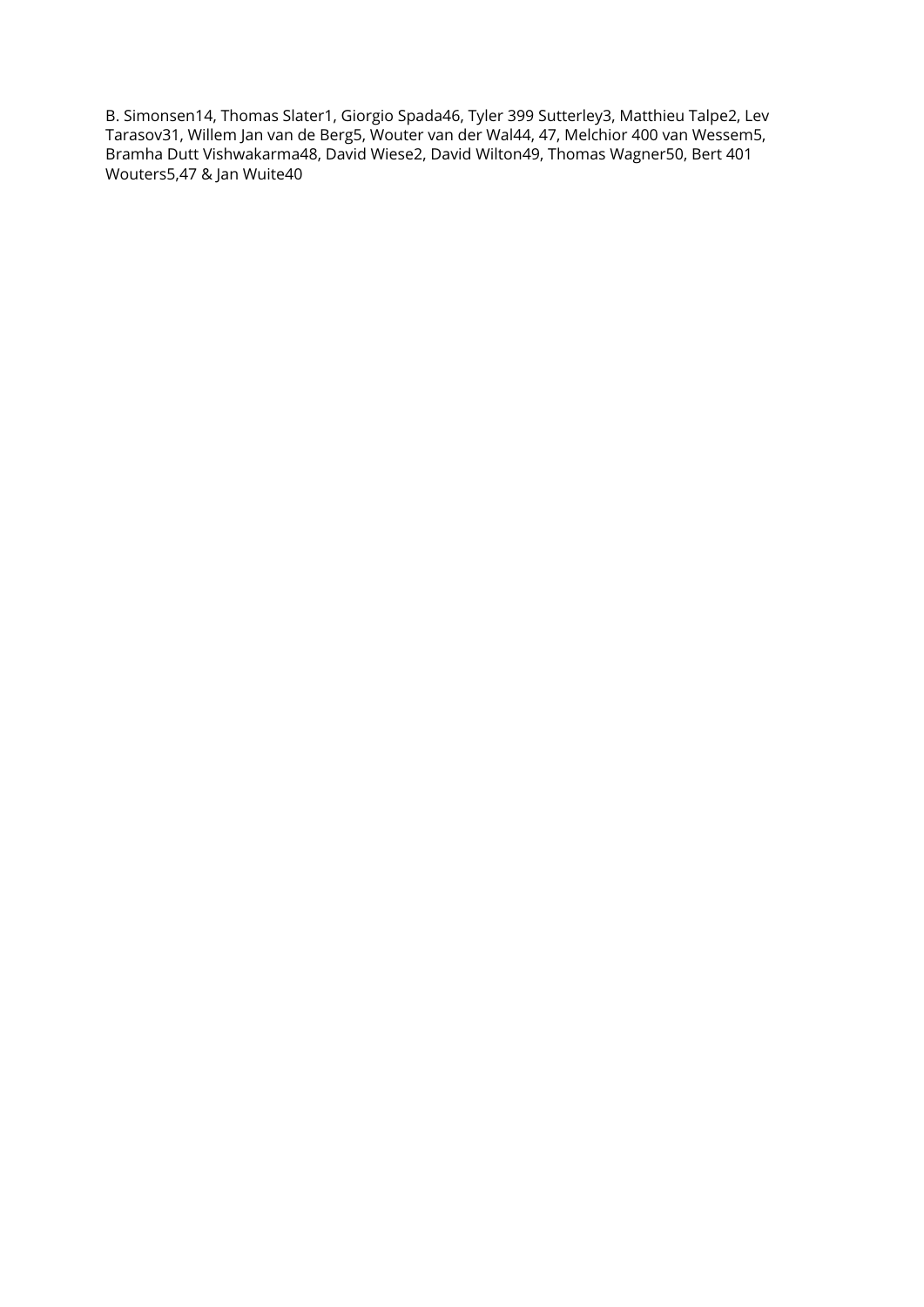B. Simonsen[14], Thomas Slater[1], Giorgio Spada[46], Tyler 399 Sutterley[3], Matthieu Talpe[2], Lev Tarasov[31], Willem Jan van de Berg[5], Wouter van der Wal[44, 47], Melchior 400 van Wessem[5], Bramha Dutt Vishwakarma[48], David Wiese[2], David Wilton[49], Thomas Wagner[50], Bert 401 Wouters[5,47] & Jan Wuite[40]